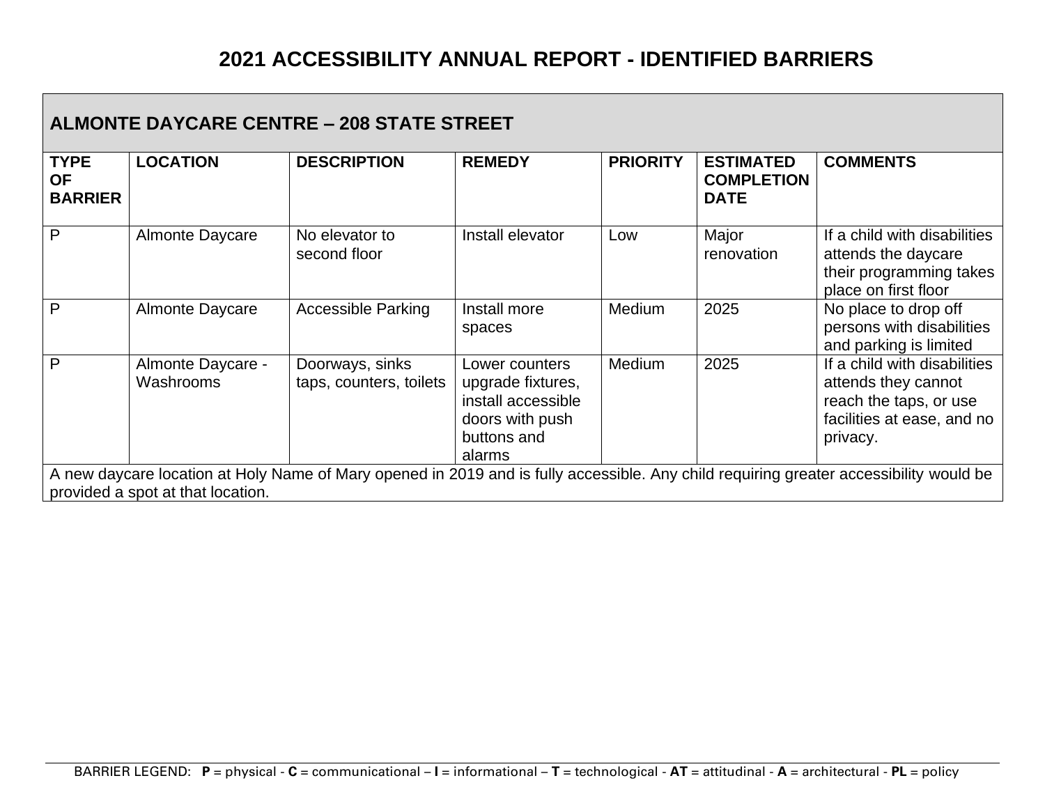# 2021 ACCESSIBILITY ANNUAL REPORT - IDENTIFIED BARRIERS

## ALMONTE DAYCARE CENTRE – 208 STATE STREET

| TYPE OF BARRIER | LOCATION | DESCRIPTION | REMEDY | PRIORITY | ESTIMATED COMPLETION DATE | COMMENTS |
|---|---|---|---|---|---|---|
| P | Almonte Daycare | No elevator to second floor | Install elevator | Low | Major renovation | If a child with disabilities attends the daycare their programming takes place on first floor |
| P | Almonte Daycare | Accessible Parking | Install more spaces | Medium | 2025 | No place to drop off persons with disabilities and parking is limited |
| P | Almonte Daycare - Washrooms | Doorways, sinks taps, counters, toilets | Lower counters upgrade fixtures, install accessible doors with push buttons and alarms | Medium | 2025 | If a child with disabilities attends they cannot reach the taps, or use facilities at ease, and no privacy. |

A new daycare location at Holy Name of Mary opened in 2019 and is fully accessible. Any child requiring greater accessibility would be provided a spot at that location.

BARRIER LEGEND: **P** = physical - **C** = communicational – **I** = informational – **T** = technological - **AT** = attitudinal - **A** = architectural - **PL** = policy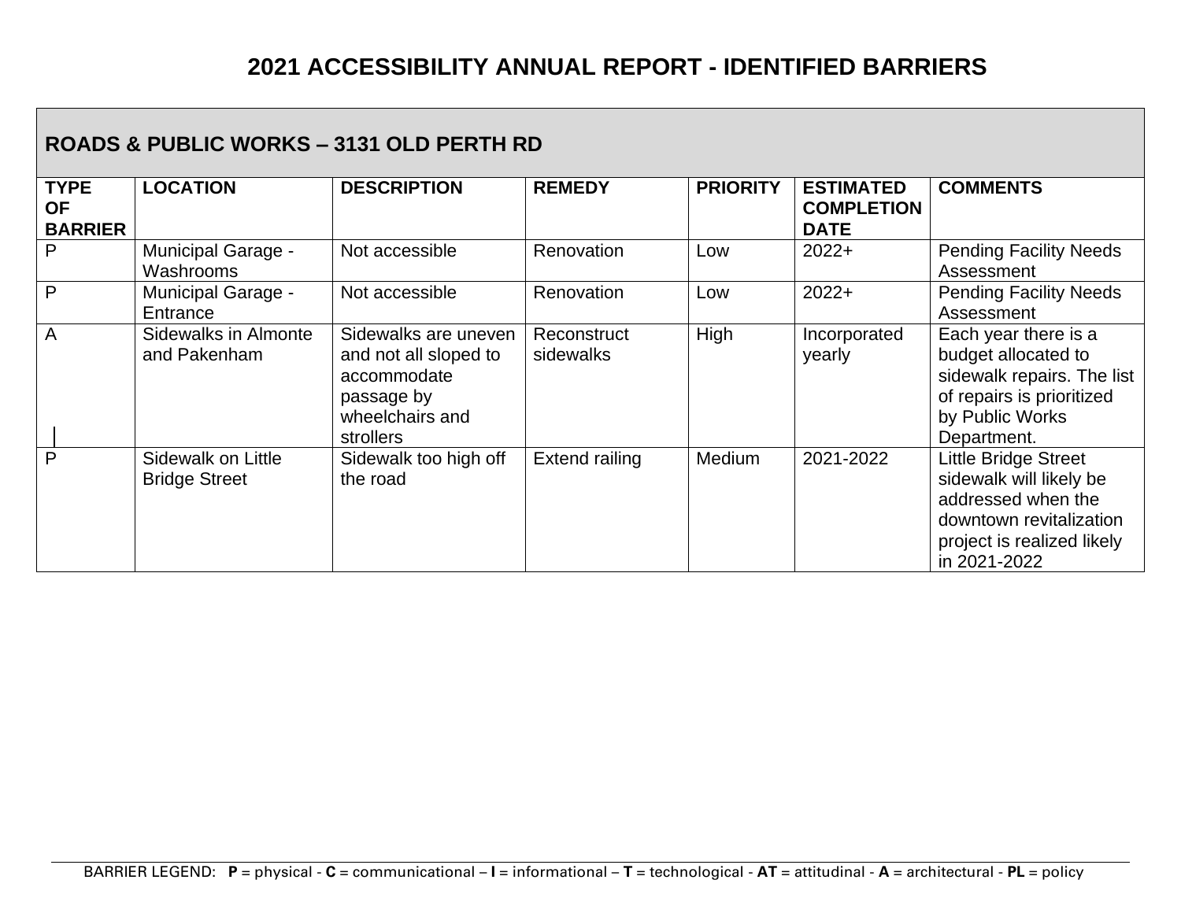# 2021 ACCESSIBILITY ANNUAL REPORT - IDENTIFIED BARRIERS

## ROADS & PUBLIC WORKS – 3131 OLD PERTH RD

| TYPE OF BARRIER | LOCATION | DESCRIPTION | REMEDY | PRIORITY | ESTIMATED COMPLETION DATE | COMMENTS |
|---|---|---|---|---|---|---|
| P | Municipal Garage - Washrooms | Not accessible | Renovation | Low | 2022+ | Pending Facility Needs Assessment |
| P | Municipal Garage - Entrance | Not accessible | Renovation | Low | 2022+ | Pending Facility Needs Assessment |
| A | Sidewalks in Almonte and Pakenham | Sidewalks are uneven and not all sloped to accommodate passage by wheelchairs and strollers | Reconstruct sidewalks | High | Incorporated yearly | Each year there is a budget allocated to sidewalk repairs. The list of repairs is prioritized by Public Works Department. |
| P | Sidewalk on Little Bridge Street | Sidewalk too high off the road | Extend railing | Medium | 2021-2022 | Little Bridge Street sidewalk will likely be addressed when the downtown revitalization project is realized likely in 2021-2022 |

BARRIER LEGEND: **P** = physical - **C** = communicational – **I** = informational – **T** = technological - **AT** = attitudinal - **A** = architectural - **PL** = policy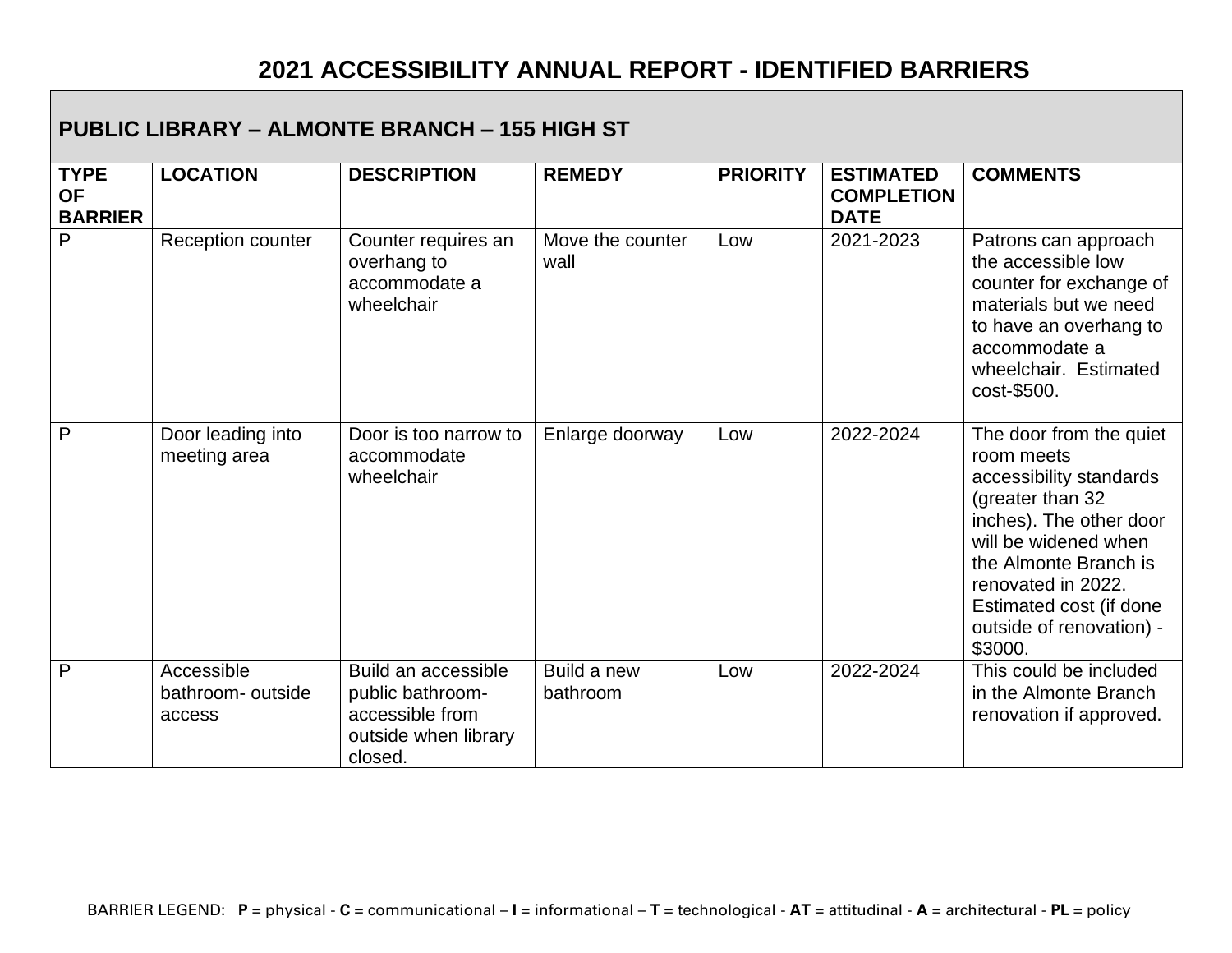# 2021 ACCESSIBILITY ANNUAL REPORT - IDENTIFIED BARRIERS

## PUBLIC LIBRARY – ALMONTE BRANCH – 155 HIGH ST

| TYPE OF BARRIER | LOCATION | DESCRIPTION | REMEDY | PRIORITY | ESTIMATED COMPLETION DATE | COMMENTS |
|---|---|---|---|---|---|---|
| P | Reception counter | Counter requires an overhang to accommodate a wheelchair | Move the counter wall | Low | 2021-2023 | Patrons can approach the accessible low counter for exchange of materials but we need to have an overhang to accommodate a wheelchair. Estimated cost-$500. |
| P | Door leading into meeting area | Door is too narrow to accommodate wheelchair | Enlarge doorway | Low | 2022-2024 | The door from the quiet room meets accessibility standards (greater than 32 inches). The other door will be widened when the Almonte Branch is renovated in 2022. Estimated cost (if done outside of renovation) - $3000. |
| P | Accessible bathroom- outside access | Build an accessible public bathroom- accessible from outside when library closed. | Build a new bathroom | Low | 2022-2024 | This could be included in the Almonte Branch renovation if approved. |

BARRIER LEGEND: **P** = physical - **C** = communicational – **I** = informational – **T** = technological - **AT** = attitudinal - **A** = architectural - **PL** = policy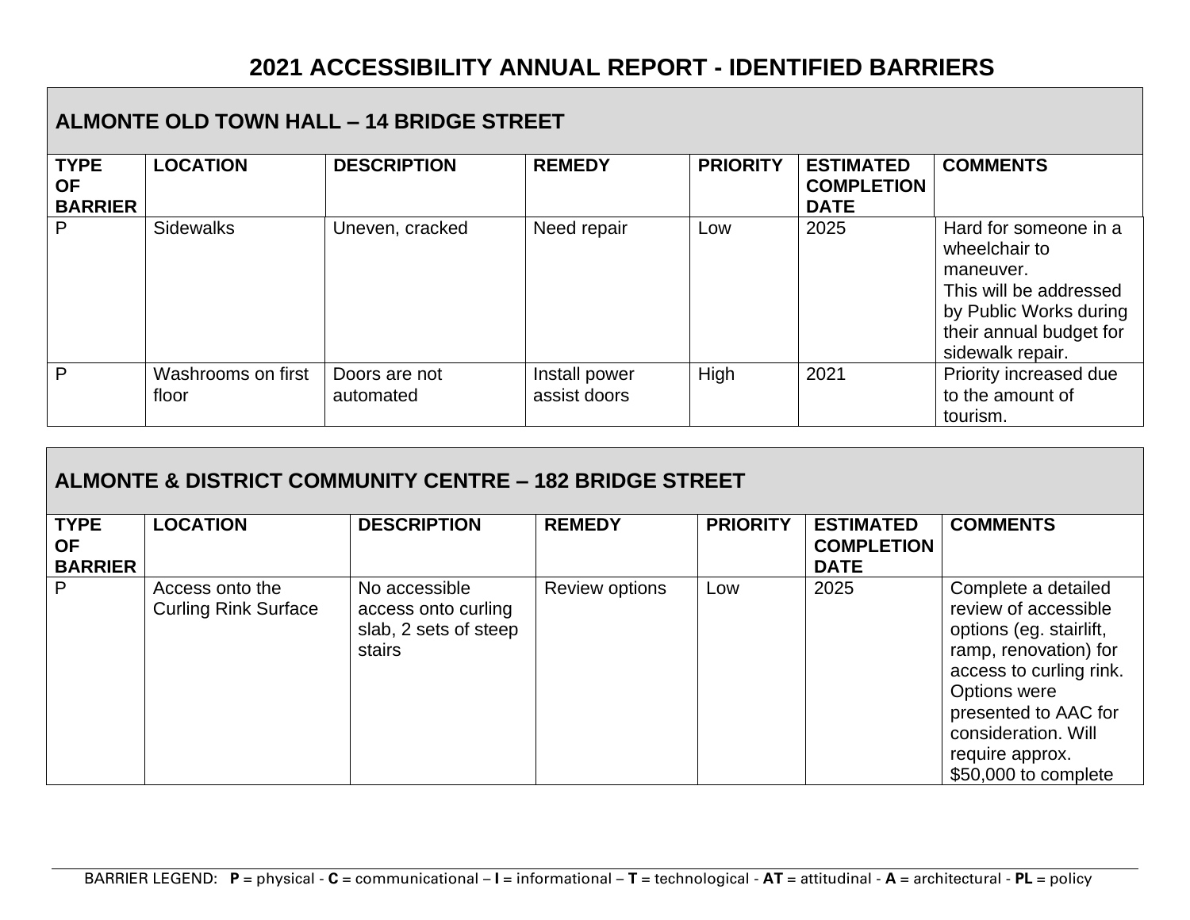# 2021 ACCESSIBILITY ANNUAL REPORT - IDENTIFIED BARRIERS

## ALMONTE OLD TOWN HALL – 14 BRIDGE STREET

| TYPE OF BARRIER | LOCATION | DESCRIPTION | REMEDY | PRIORITY | ESTIMATED COMPLETION DATE | COMMENTS |
|---|---|---|---|---|---|---|
| P | Sidewalks | Uneven, cracked | Need repair | Low | 2025 | Hard for someone in a wheelchair to maneuver. This will be addressed by Public Works during their annual budget for sidewalk repair. |
| P | Washrooms on first floor | Doors are not automated | Install power assist doors | High | 2021 | Priority increased due to the amount of tourism. |

## ALMONTE & DISTRICT COMMUNITY CENTRE – 182 BRIDGE STREET

| TYPE OF BARRIER | LOCATION | DESCRIPTION | REMEDY | PRIORITY | ESTIMATED COMPLETION DATE | COMMENTS |
|---|---|---|---|---|---|---|
| P | Access onto the Curling Rink Surface | No accessible access onto curling slab, 2 sets of steep stairs | Review options | Low | 2025 | Complete a detailed review of accessible options (eg. stairlift, ramp, renovation) for access to curling rink. Options were presented to AAC for consideration. Will require approx. $50,000 to complete |

BARRIER LEGEND: **P** = physical - **C** = communicational – **I** = informational – **T** = technological - **AT** = attitudinal - **A** = architectural - **PL** = policy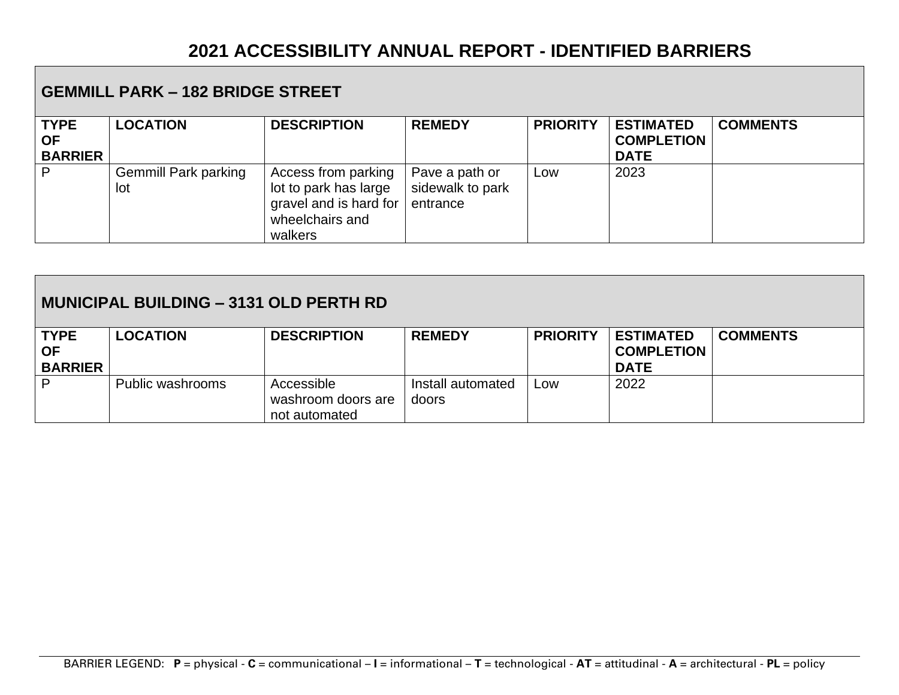# 2021 ACCESSIBILITY ANNUAL REPORT - IDENTIFIED BARRIERS

## GEMMILL PARK – 182 BRIDGE STREET

| TYPE OF BARRIER | LOCATION | DESCRIPTION | REMEDY | PRIORITY | ESTIMATED COMPLETION DATE | COMMENTS |
|---|---|---|---|---|---|---|
| P | Gemmill Park parking lot | Access from parking lot to park has large gravel and is hard for wheelchairs and walkers | Pave a path or sidewalk to park entrance | Low | 2023 | |

## MUNICIPAL BUILDING – 3131 OLD PERTH RD

| TYPE OF BARRIER | LOCATION | DESCRIPTION | REMEDY | PRIORITY | ESTIMATED COMPLETION DATE | COMMENTS |
|---|---|---|---|---|---|---|
| P | Public washrooms | Accessible washroom doors are not automated | Install automated doors | Low | 2022 | |

BARRIER LEGEND: **P** = physical - **C** = communicational – **I** = informational – **T** = technological - **AT** = attitudinal - **A** = architectural - **PL** = policy